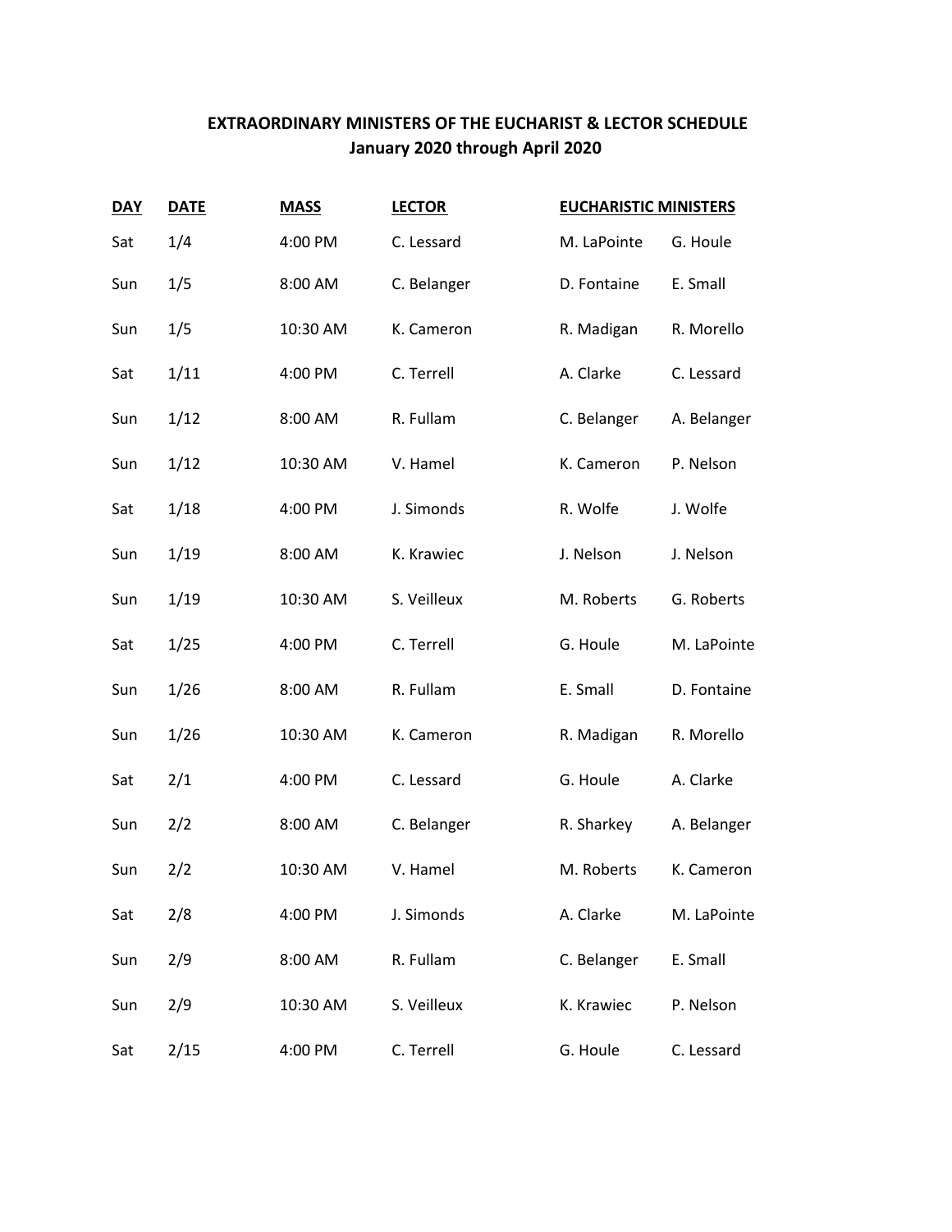## EXTRAORDINARY MINISTERS OF THE EUCHARIST & LECTOR SCHEDULE
## January 2020 through April 2020

| DAY | DATE | MASS | LECTOR | EUCHARISTIC MINISTERS | |
|---|---|---|---|---|---|
| Sat | 1/4 | 4:00 PM | C. Lessard | M. LaPointe | G. Houle |
| Sun | 1/5 | 8:00 AM | C. Belanger | D. Fontaine | E. Small |
| Sun | 1/5 | 10:30 AM | K. Cameron | R. Madigan | R. Morello |
| Sat | 1/11 | 4:00 PM | C. Terrell | A. Clarke | C. Lessard |
| Sun | 1/12 | 8:00 AM | R. Fullam | C. Belanger | A. Belanger |
| Sun | 1/12 | 10:30 AM | V. Hamel | K. Cameron | P. Nelson |
| Sat | 1/18 | 4:00 PM | J. Simonds | R. Wolfe | J. Wolfe |
| Sun | 1/19 | 8:00 AM | K. Krawiec | J. Nelson | J. Nelson |
| Sun | 1/19 | 10:30 AM | S. Veilleux | M. Roberts | G. Roberts |
| Sat | 1/25 | 4:00 PM | C. Terrell | G. Houle | M. LaPointe |
| Sun | 1/26 | 8:00 AM | R. Fullam | E. Small | D. Fontaine |
| Sun | 1/26 | 10:30 AM | K. Cameron | R. Madigan | R. Morello |
| Sat | 2/1 | 4:00 PM | C. Lessard | G. Houle | A. Clarke |
| Sun | 2/2 | 8:00 AM | C. Belanger | R. Sharkey | A. Belanger |
| Sun | 2/2 | 10:30 AM | V. Hamel | M. Roberts | K. Cameron |
| Sat | 2/8 | 4:00 PM | J. Simonds | A. Clarke | M. LaPointe |
| Sun | 2/9 | 8:00 AM | R. Fullam | C. Belanger | E. Small |
| Sun | 2/9 | 10:30 AM | S. Veilleux | K. Krawiec | P. Nelson |
| Sat | 2/15 | 4:00 PM | C. Terrell | G. Houle | C. Lessard |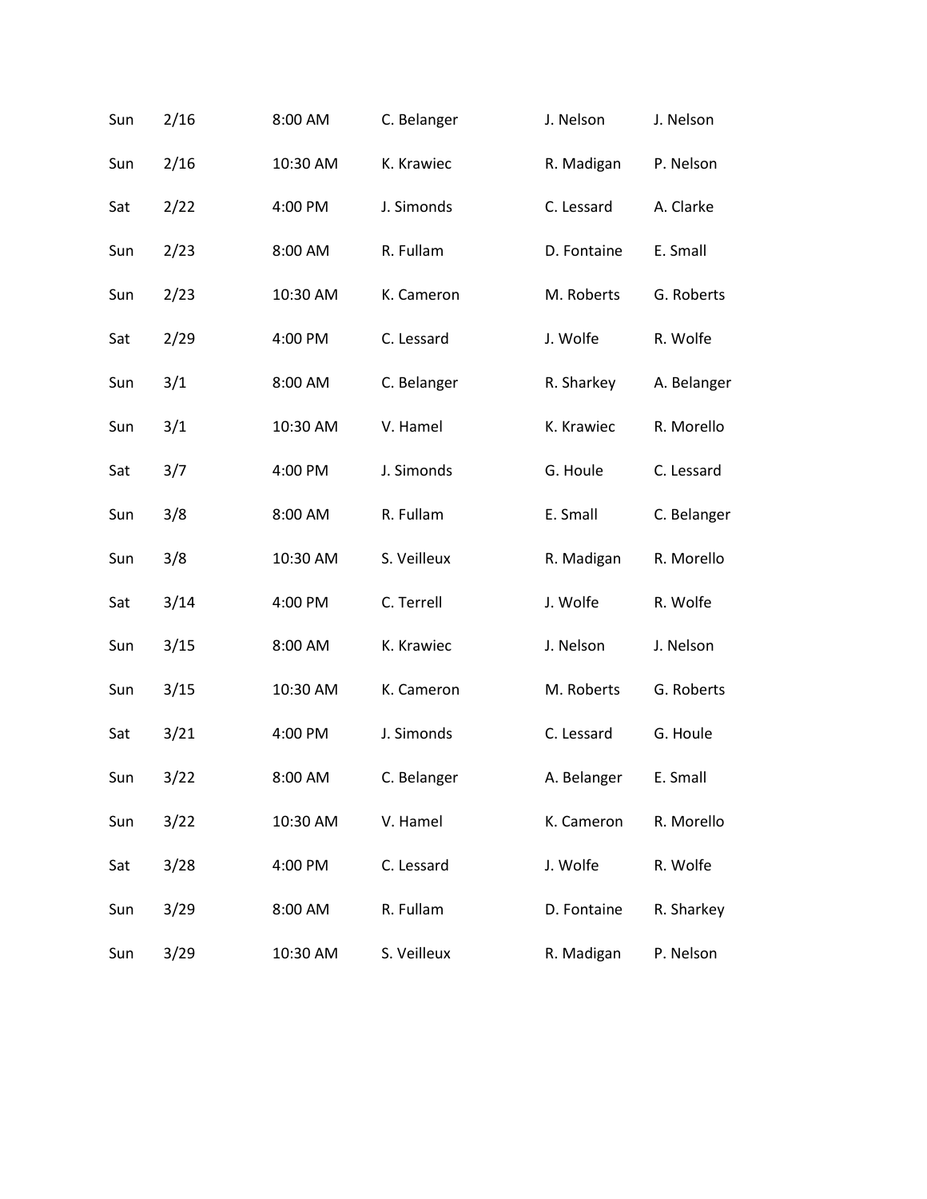| | | | | | |
|---|---|---|---|---|---|
| Sun | 2/16 | 8:00 AM | C. Belanger | J. Nelson | J. Nelson |
| Sun | 2/16 | 10:30 AM | K. Krawiec | R. Madigan | P. Nelson |
| Sat | 2/22 | 4:00 PM | J. Simonds | C. Lessard | A. Clarke |
| Sun | 2/23 | 8:00 AM | R. Fullam | D. Fontaine | E. Small |
| Sun | 2/23 | 10:30 AM | K. Cameron | M. Roberts | G. Roberts |
| Sat | 2/29 | 4:00 PM | C. Lessard | J. Wolfe | R. Wolfe |
| Sun | 3/1 | 8:00 AM | C. Belanger | R. Sharkey | A. Belanger |
| Sun | 3/1 | 10:30 AM | V. Hamel | K. Krawiec | R. Morello |
| Sat | 3/7 | 4:00 PM | J. Simonds | G. Houle | C. Lessard |
| Sun | 3/8 | 8:00 AM | R. Fullam | E. Small | C. Belanger |
| Sun | 3/8 | 10:30 AM | S. Veilleux | R. Madigan | R. Morello |
| Sat | 3/14 | 4:00 PM | C. Terrell | J. Wolfe | R. Wolfe |
| Sun | 3/15 | 8:00 AM | K. Krawiec | J. Nelson | J. Nelson |
| Sun | 3/15 | 10:30 AM | K. Cameron | M. Roberts | G. Roberts |
| Sat | 3/21 | 4:00 PM | J. Simonds | C. Lessard | G. Houle |
| Sun | 3/22 | 8:00 AM | C. Belanger | A. Belanger | E. Small |
| Sun | 3/22 | 10:30 AM | V. Hamel | K. Cameron | R. Morello |
| Sat | 3/28 | 4:00 PM | C. Lessard | J. Wolfe | R. Wolfe |
| Sun | 3/29 | 8:00 AM | R. Fullam | D. Fontaine | R. Sharkey |
| Sun | 3/29 | 10:30 AM | S. Veilleux | R. Madigan | P. Nelson |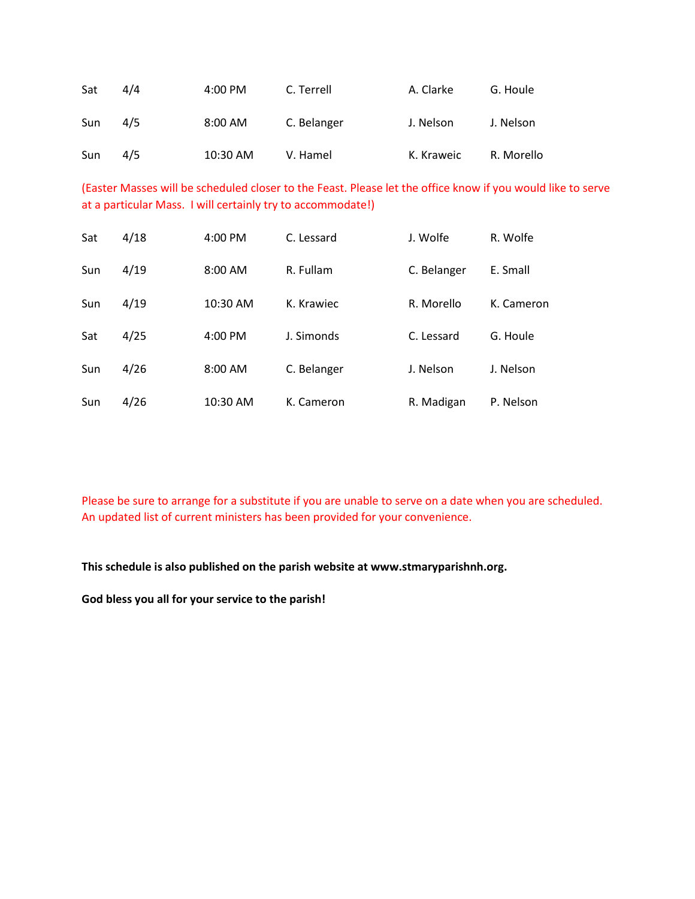| | | | | | |
|---|---|---|---|---|---|
| Sat | 4/4 | 4:00 PM | C. Terrell | A. Clarke | G. Houle |
| Sun | 4/5 | 8:00 AM | C. Belanger | J. Nelson | J. Nelson |
| Sun | 4/5 | 10:30 AM | V. Hamel | K. Kraweic | R. Morello |

(Easter Masses will be scheduled closer to the Feast. Please let the office know if you would like to serve at a particular Mass. I will certainly try to accommodate!)

| | | | | | |
|---|---|---|---|---|---|
| Sat | 4/18 | 4:00 PM | C. Lessard | J. Wolfe | R. Wolfe |
| Sun | 4/19 | 8:00 AM | R. Fullam | C. Belanger | E. Small |
| Sun | 4/19 | 10:30 AM | K. Krawiec | R. Morello | K. Cameron |
| Sat | 4/25 | 4:00 PM | J. Simonds | C. Lessard | G. Houle |
| Sun | 4/26 | 8:00 AM | C. Belanger | J. Nelson | J. Nelson |
| Sun | 4/26 | 10:30 AM | K. Cameron | R. Madigan | P. Nelson |

Please be sure to arrange for a substitute if you are unable to serve on a date when you are scheduled. An updated list of current ministers has been provided for your convenience.

**This schedule is also published on the parish website at www.stmaryparishnh.org.**

**God bless you all for your service to the parish!**